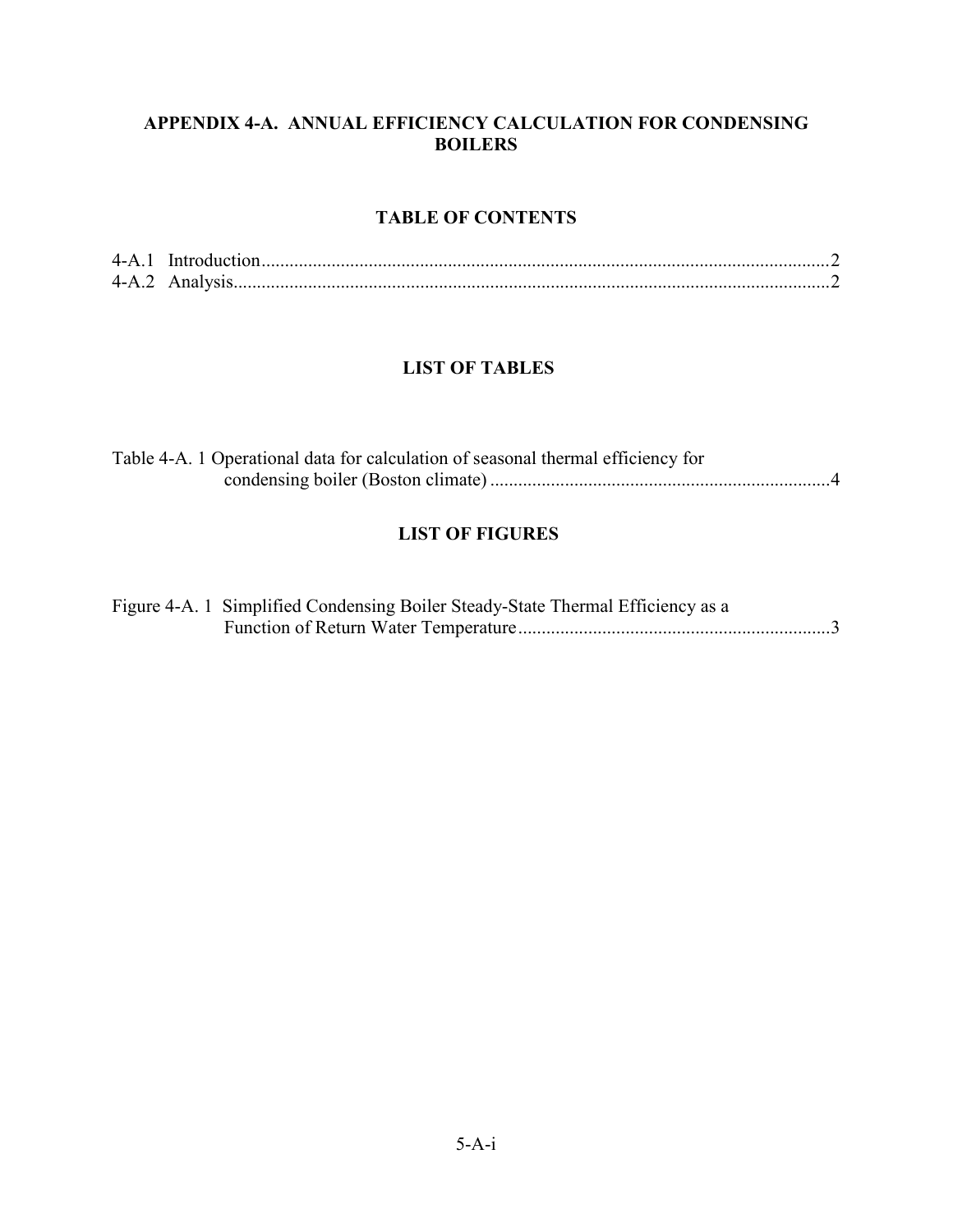# APPENDIX 4-A. ANNUAL EFFICIENCY CALCULATION FOR CONDENSING BOILERS

## TABLE OF CONTENTS

4-A.1 Introduction.........................................................................................................................2
4-A.2 Analysis...............................................................................................................................2

## LIST OF TABLES

Table 4-A. 1 Operational data for calculation of seasonal thermal efficiency for condensing boiler (Boston climate) ........................................................................4

## LIST OF FIGURES

Figure 4-A. 1 Simplified Condensing Boiler Steady-State Thermal Efficiency as a Function of Return Water Temperature...................................................................3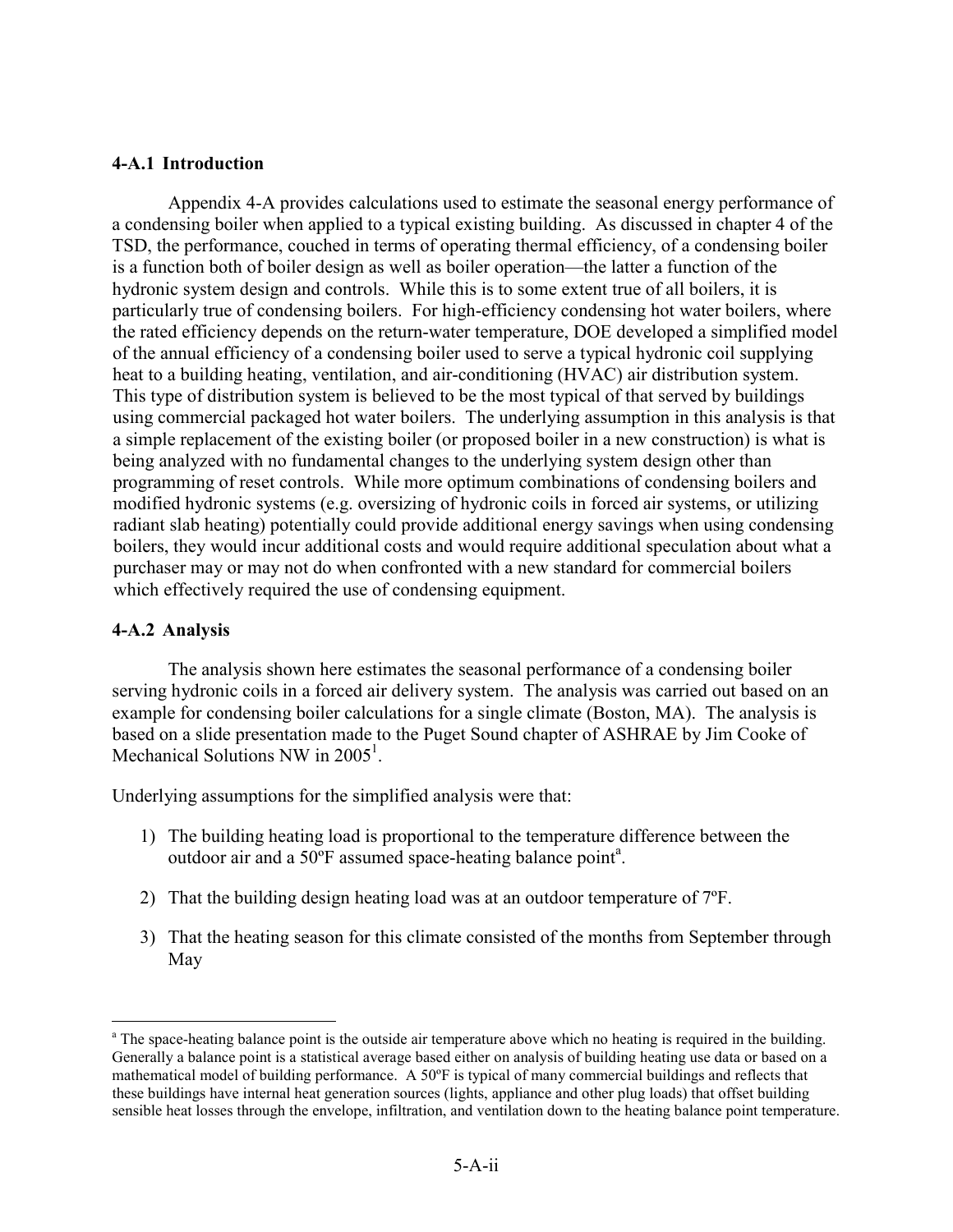## 4-A.1 Introduction

Appendix 4-A provides calculations used to estimate the seasonal energy performance of a condensing boiler when applied to a typical existing building. As discussed in chapter 4 of the TSD, the performance, couched in terms of operating thermal efficiency, of a condensing boiler is a function both of boiler design as well as boiler operation—the latter a function of the hydronic system design and controls. While this is to some extent true of all boilers, it is particularly true of condensing boilers. For high-efficiency condensing hot water boilers, where the rated efficiency depends on the return-water temperature, DOE developed a simplified model of the annual efficiency of a condensing boiler used to serve a typical hydronic coil supplying heat to a building heating, ventilation, and air-conditioning (HVAC) air distribution system. This type of distribution system is believed to be the most typical of that served by buildings using commercial packaged hot water boilers. The underlying assumption in this analysis is that a simple replacement of the existing boiler (or proposed boiler in a new construction) is what is being analyzed with no fundamental changes to the underlying system design other than programming of reset controls. While more optimum combinations of condensing boilers and modified hydronic systems (e.g. oversizing of hydronic coils in forced air systems, or utilizing radiant slab heating) potentially could provide additional energy savings when using condensing boilers, they would incur additional costs and would require additional speculation about what a purchaser may or may not do when confronted with a new standard for commercial boilers which effectively required the use of condensing equipment.

## 4-A.2 Analysis

The analysis shown here estimates the seasonal performance of a condensing boiler serving hydronic coils in a forced air delivery system. The analysis was carried out based on an example for condensing boiler calculations for a single climate (Boston, MA). The analysis is based on a slide presentation made to the Puget Sound chapter of ASHRAE by Jim Cooke of Mechanical Solutions NW in 2005[1].

Underlying assumptions for the simplified analysis were that:

1) The building heating load is proportional to the temperature difference between the outdoor air and a 50ºF assumed space-heating balance point[a].
2) That the building design heating load was at an outdoor temperature of 7ºF.
3) That the heating season for this climate consisted of the months from September through May

[a] The space-heating balance point is the outside air temperature above which no heating is required in the building. Generally a balance point is a statistical average based either on analysis of building heating use data or based on a mathematical model of building performance. A 50ºF is typical of many commercial buildings and reflects that these buildings have internal heat generation sources (lights, appliance and other plug loads) that offset building sensible heat losses through the envelope, infiltration, and ventilation down to the heating balance point temperature.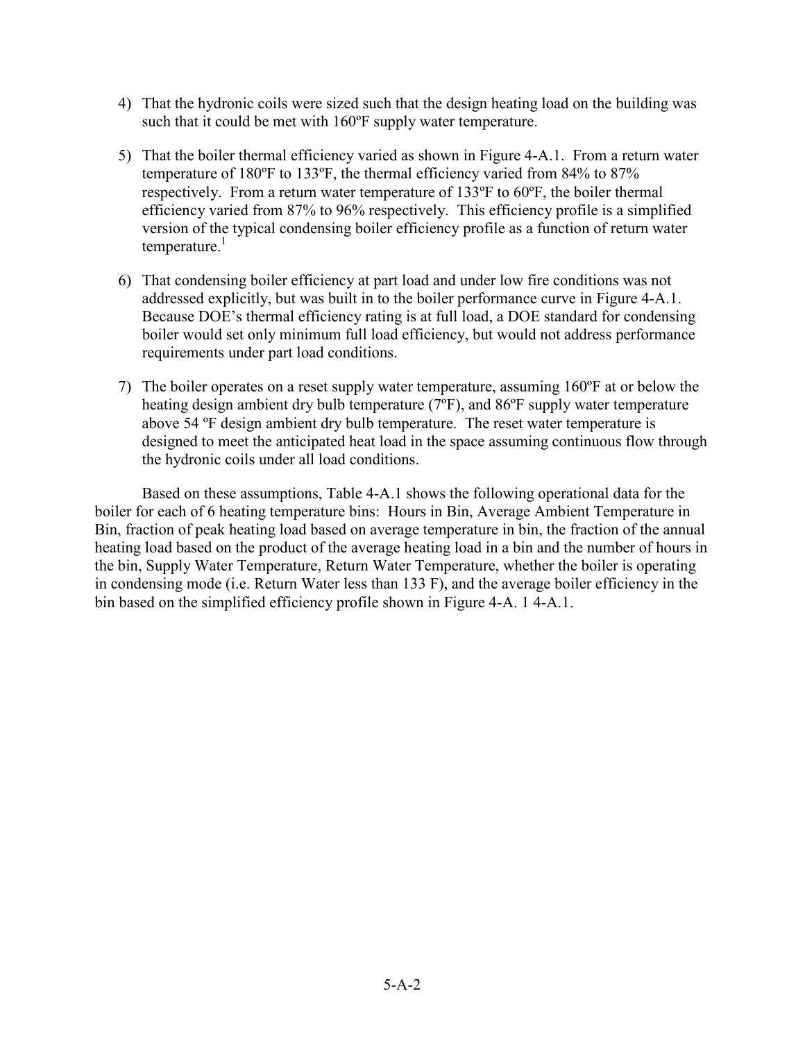4) That the hydronic coils were sized such that the design heating load on the building was such that it could be met with 160ºF supply water temperature.

5) That the boiler thermal efficiency varied as shown in Figure 4-A.1. From a return water temperature of 180ºF to 133ºF, the thermal efficiency varied from 84% to 87% respectively. From a return water temperature of 133ºF to 60ºF, the boiler thermal efficiency varied from 87% to 96% respectively. This efficiency profile is a simplified version of the typical condensing boiler efficiency profile as a function of return water temperature.[1]

6) That condensing boiler efficiency at part load and under low fire conditions was not addressed explicitly, but was built in to the boiler performance curve in Figure 4-A.1. Because DOE's thermal efficiency rating is at full load, a DOE standard for condensing boiler would set only minimum full load efficiency, but would not address performance requirements under part load conditions.

7) The boiler operates on a reset supply water temperature, assuming 160ºF at or below the heating design ambient dry bulb temperature (7ºF), and 86ºF supply water temperature above 54 ºF design ambient dry bulb temperature. The reset water temperature is designed to meet the anticipated heat load in the space assuming continuous flow through the hydronic coils under all load conditions.

Based on these assumptions, Table 4-A.1 shows the following operational data for the boiler for each of 6 heating temperature bins: Hours in Bin, Average Ambient Temperature in Bin, fraction of peak heating load based on average temperature in bin, the fraction of the annual heating load based on the product of the average heating load in a bin and the number of hours in the bin, Supply Water Temperature, Return Water Temperature, whether the boiler is operating in condensing mode (i.e. Return Water less than 133 F), and the average boiler efficiency in the bin based on the simplified efficiency profile shown in Figure 4-A. 1 4-A.1.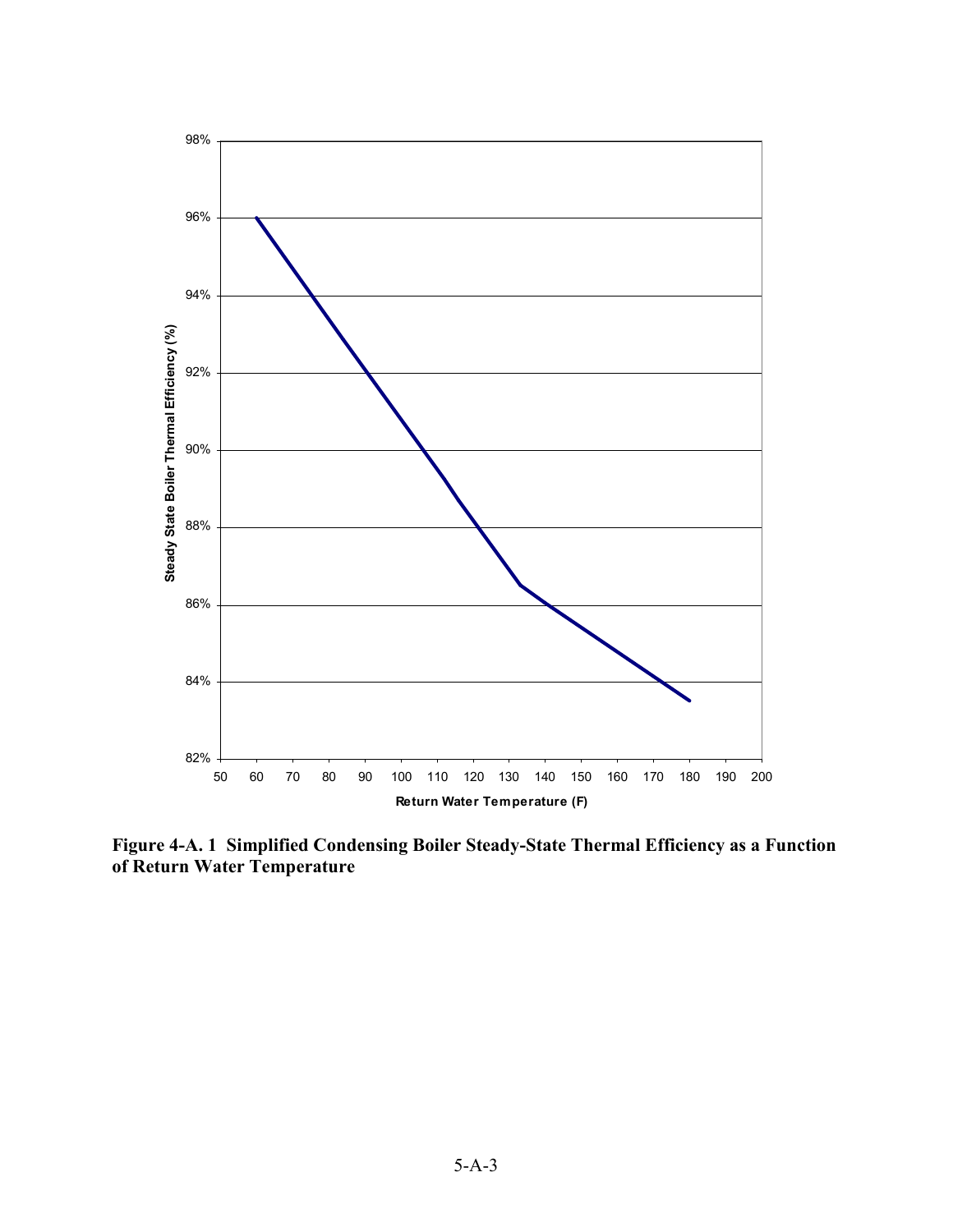**Figure 4-A. 1 Simplified Condensing Boiler Steady-State Thermal Efficiency as a Function of Return Water Temperature**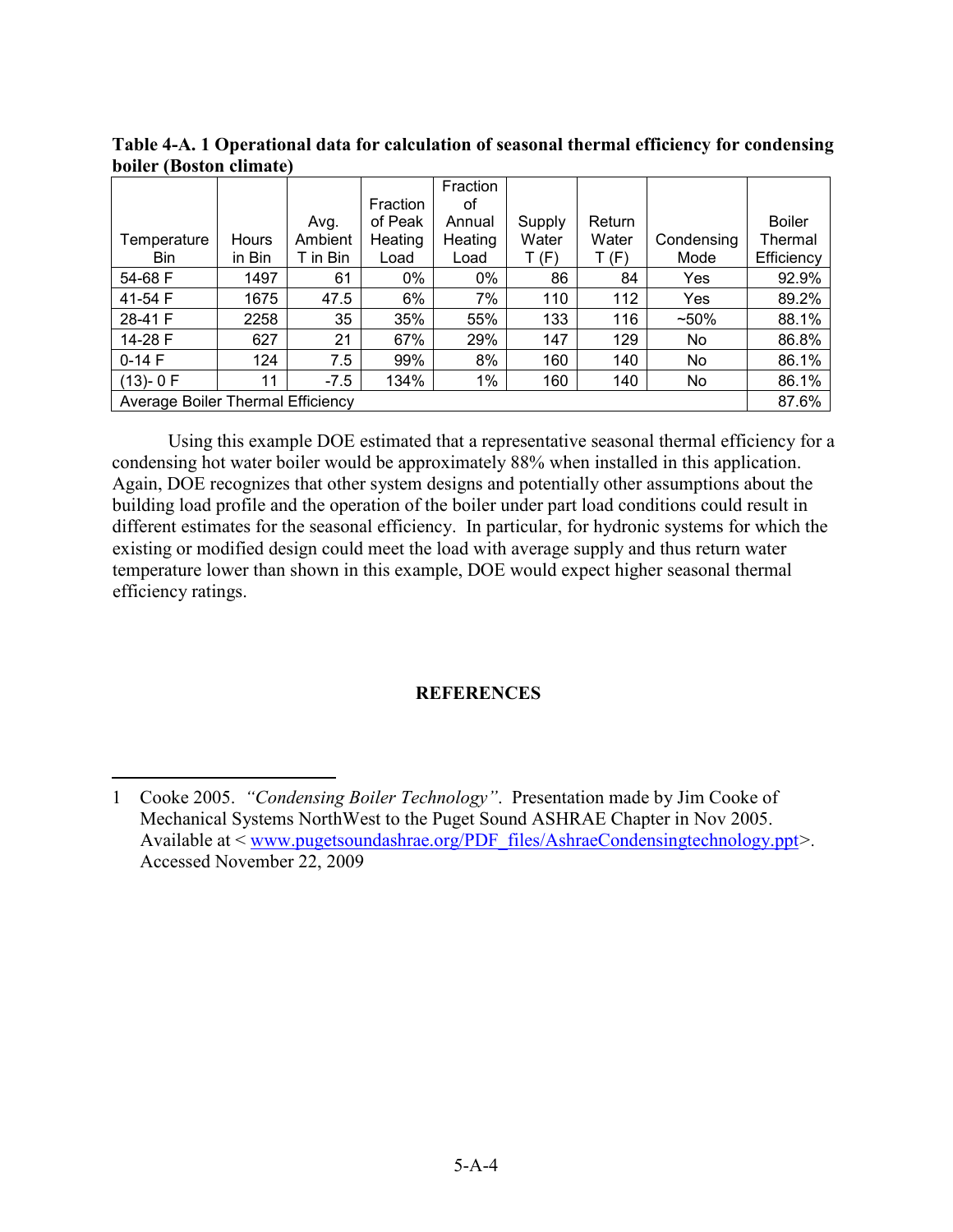**Table 4-A. 1 Operational data for calculation of seasonal thermal efficiency for condensing boiler (Boston climate)**

| Temperature Bin | Hours in Bin | Avg. Ambient T in Bin | Fraction of Peak Heating Load | Fraction of Annual Heating Load | Supply Water T (F) | Return Water T (F) | Condensing Mode | Boiler Thermal Efficiency |
|---|---|---|---|---|---|---|---|---|
| 54-68 F | 1497 | 61 | 0% | 0% | 86 | 84 | Yes | 92.9% |
| 41-54 F | 1675 | 47.5 | 6% | 7% | 110 | 112 | Yes | 89.2% |
| 28-41 F | 2258 | 35 | 35% | 55% | 133 | 116 | ~50% | 88.1% |
| 14-28 F | 627 | 21 | 67% | 29% | 147 | 129 | No | 86.8% |
| 0-14 F | 124 | 7.5 | 99% | 8% | 160 | 140 | No | 86.1% |
| (13)- 0 F | 11 | -7.5 | 134% | 1% | 160 | 140 | No | 86.1% |
| Average Boiler Thermal Efficiency | | | | | | | | 87.6% |

Using this example DOE estimated that a representative seasonal thermal efficiency for a condensing hot water boiler would be approximately 88% when installed in this application. Again, DOE recognizes that other system designs and potentially other assumptions about the building load profile and the operation of the boiler under part load conditions could result in different estimates for the seasonal efficiency. In particular, for hydronic systems for which the existing or modified design could meet the load with average supply and thus return water temperature lower than shown in this example, DOE would expect higher seasonal thermal efficiency ratings.

## REFERENCES

1 Cooke 2005. *"Condensing Boiler Technology"*. Presentation made by Jim Cooke of Mechanical Systems NorthWest to the Puget Sound ASHRAE Chapter in Nov 2005. Available at < www.pugetsoundashrae.org/PDF_files/AshraeCondensingtechnology.ppt>. Accessed November 22, 2009